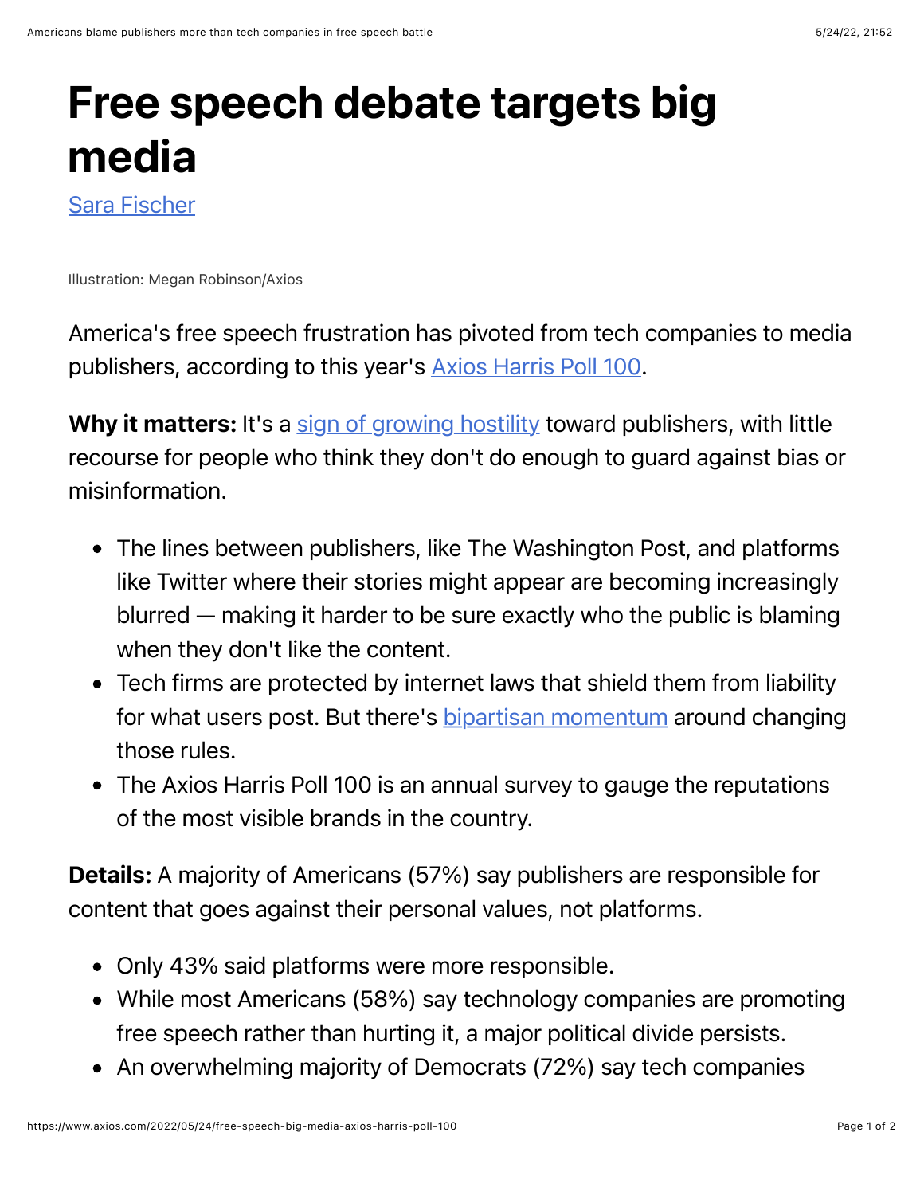# Free speech debate targets big media

[Sara Fischer](#)

Illustration: Megan Robinson/Axios

America's free speech frustration has pivoted from tech companies to media publishers, according to this year's [Axios Harris Poll 100](#).

**Why it matters:** It's a [sign of growing hostility](#) toward publishers, with little recourse for people who think they don't do enough to guard against bias or misinformation.

- The lines between publishers, like The Washington Post, and platforms like Twitter where their stories might appear are becoming increasingly blurred — making it harder to be sure exactly who the public is blaming when they don't like the content.
- Tech firms are protected by internet laws that shield them from liability for what users post. But there's [bipartisan momentum](#) around changing those rules.
- The Axios Harris Poll 100 is an annual survey to gauge the reputations of the most visible brands in the country.

**Details:** A majority of Americans (57%) say publishers are responsible for content that goes against their personal values, not platforms.

- Only 43% said platforms were more responsible.
- While most Americans (58%) say technology companies are promoting free speech rather than hurting it, a major political divide persists.
- An overwhelming majority of Democrats (72%) say tech companies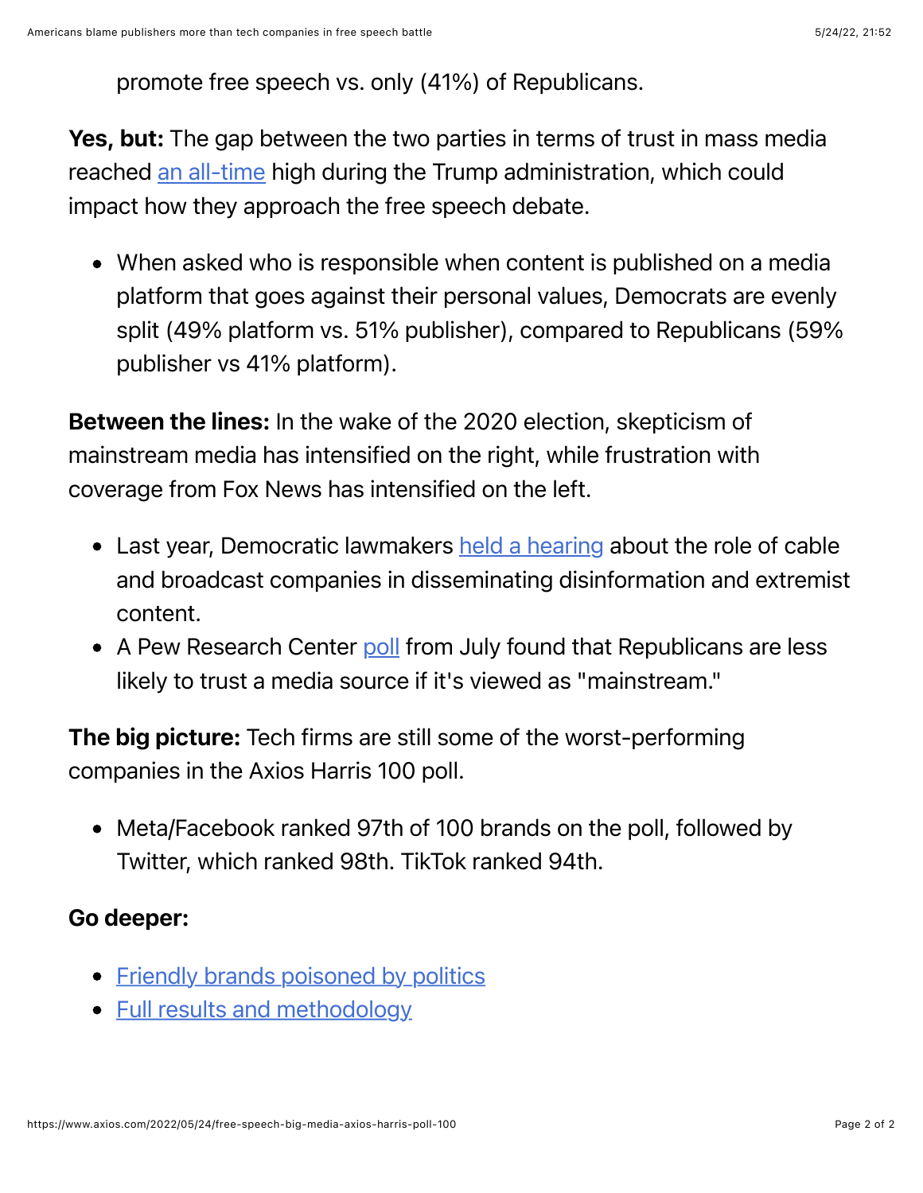promote free speech vs. only (41%) of Republicans.

**Yes, but:** The gap between the two parties in terms of trust in mass media reached an all-time high during the Trump administration, which could impact how they approach the free speech debate.

- When asked who is responsible when content is published on a media platform that goes against their personal values, Democrats are evenly split (49% platform vs. 51% publisher), compared to Republicans (59% publisher vs 41% platform).

**Between the lines:** In the wake of the 2020 election, skepticism of mainstream media has intensified on the right, while frustration with coverage from Fox News has intensified on the left.

- Last year, Democratic lawmakers held a hearing about the role of cable and broadcast companies in disseminating disinformation and extremist content.
- A Pew Research Center poll from July found that Republicans are less likely to trust a media source if it's viewed as "mainstream."

**The big picture:** Tech firms are still some of the worst-performing companies in the Axios Harris 100 poll.

- Meta/Facebook ranked 97th of 100 brands on the poll, followed by Twitter, which ranked 98th. TikTok ranked 94th.

**Go deeper:**

- Friendly brands poisoned by politics
- Full results and methodology